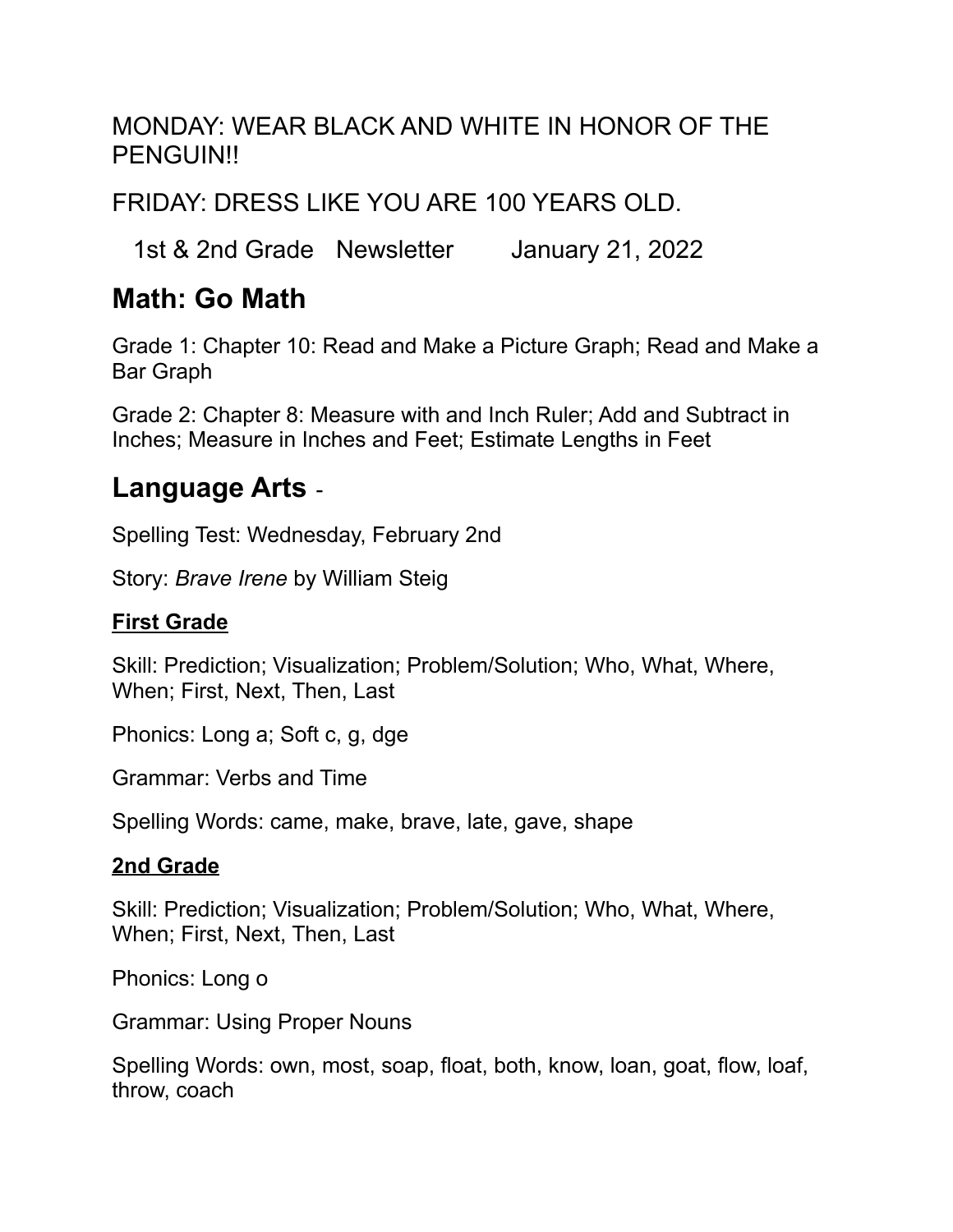MONDAY: WEAR BLACK AND WHITE IN HONOR OF THE PENGUIN!!

FRIDAY: DRESS LIKE YOU ARE 100 YEARS OLD.

1st & 2nd Grade Newsletter January 21, 2022

## Math: Go Math

Grade 1: Chapter 10: Read and Make a Picture Graph; Read and Make a Bar Graph

Grade 2: Chapter 8: Measure with and Inch Ruler; Add and Subtract in Inches; Measure in Inches and Feet; Estimate Lengths in Feet

## Language Arts -

Spelling Test: Wednesday, February 2nd

Story: *Brave Irene* by William Steig

### First Grade

Skill: Prediction; Visualization; Problem/Solution; Who, What, Where, When; First, Next, Then, Last

Phonics: Long a; Soft c, g, dge

Grammar: Verbs and Time

Spelling Words: came, make, brave, late, gave, shape

### 2nd Grade

Skill: Prediction; Visualization; Problem/Solution; Who, What, Where, When; First, Next, Then, Last

Phonics: Long o

Grammar: Using Proper Nouns

Spelling Words: own, most, soap, float, both, know, loan, goat, flow, loaf, throw, coach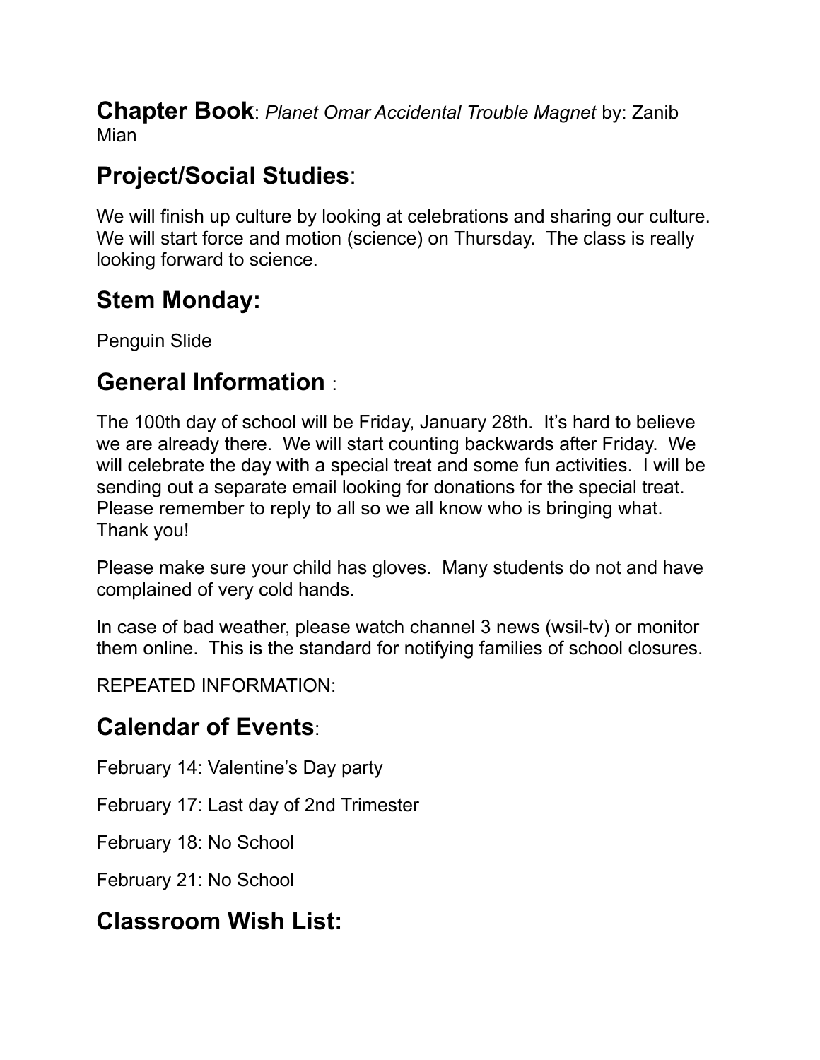**Chapter Book**: *Planet Omar Accidental Trouble Magnet* by: Zanib Mian

## **Project/Social Studies**:

We will finish up culture by looking at celebrations and sharing our culture. We will start force and motion (science) on Thursday. The class is really looking forward to science.

## **Stem Monday:**

Penguin Slide

## **General Information** :

The 100th day of school will be Friday, January 28th. It's hard to believe we are already there. We will start counting backwards after Friday. We will celebrate the day with a special treat and some fun activities. I will be sending out a separate email looking for donations for the special treat. Please remember to reply to all so we all know who is bringing what. Thank you!

Please make sure your child has gloves. Many students do not and have complained of very cold hands.

In case of bad weather, please watch channel 3 news (wsil-tv) or monitor them online. This is the standard for notifying families of school closures.

REPEATED INFORMATION:

## **Calendar of Events**:

February 14: Valentine's Day party

February 17: Last day of 2nd Trimester

February 18: No School

February 21: No School

## **Classroom Wish List:**